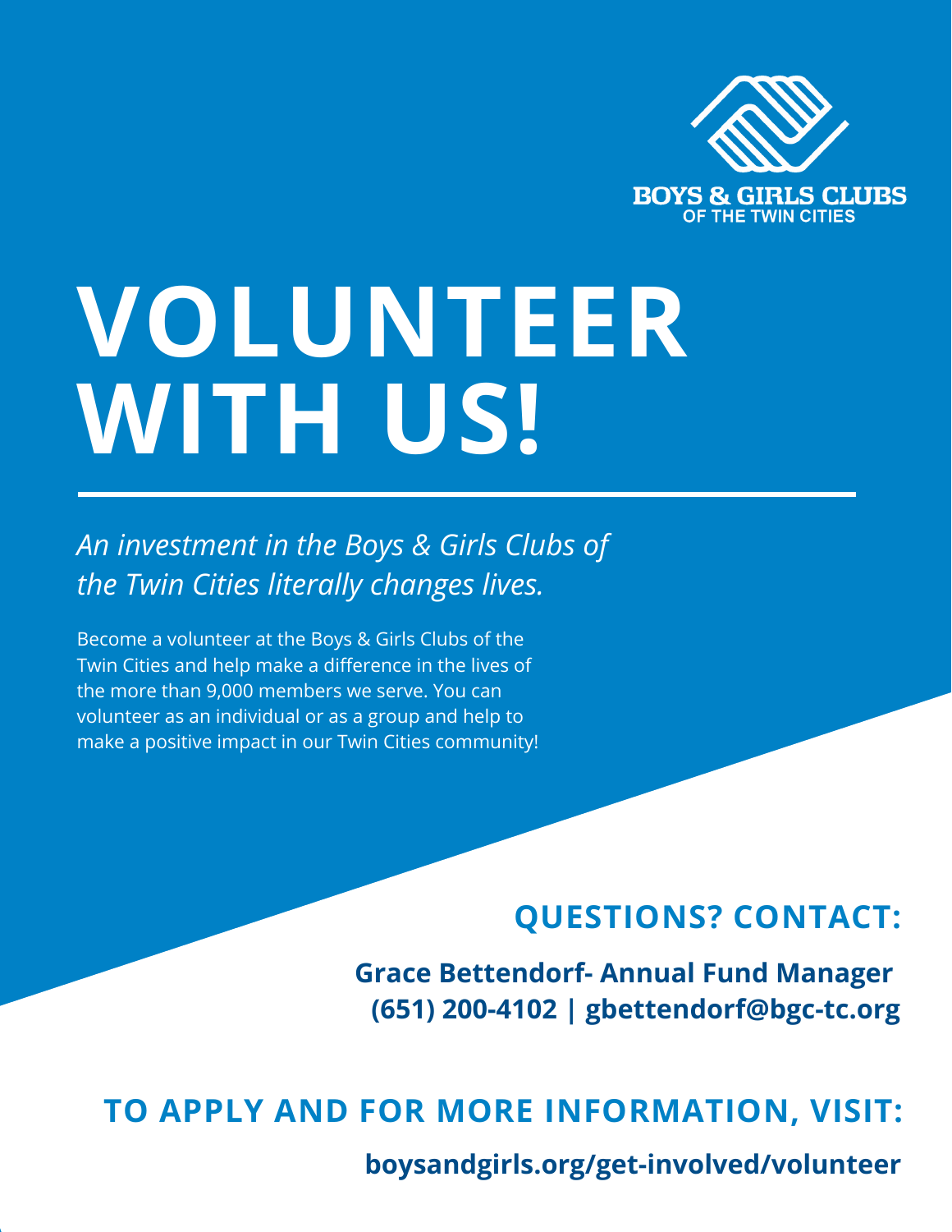BOYS & GIRLS CLUBS
OF THE TWIN CITIES

# VOLUNTEER WITH US!

*An investment in the Boys & Girls Clubs of the Twin Cities literally changes lives.*

Become a volunteer at the Boys & Girls Clubs of the Twin Cities and help make a difference in the lives of the more than 9,000 members we serve. You can volunteer as an individual or as a group and help to make a positive impact in our Twin Cities community!

## QUESTIONS? CONTACT:

**Grace Bettendorf- Annual Fund Manager**
**(651) 200-4102 | gbettendorf@bgc-tc.org**

## TO APPLY AND FOR MORE INFORMATION, VISIT:

**boysandgirls.org/get-involved/volunteer**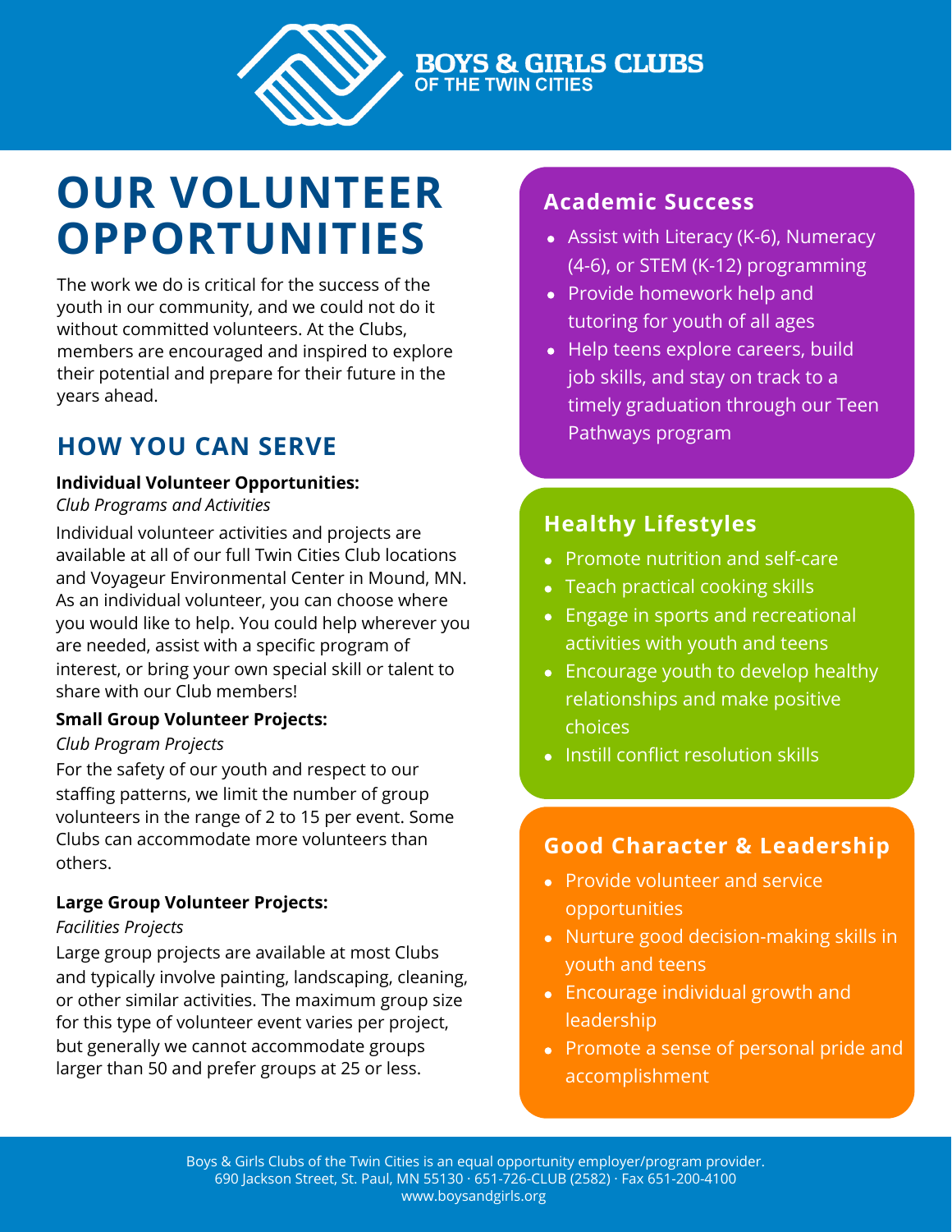BOYS & GIRLS CLUBS
OF THE TWIN CITIES

# OUR VOLUNTEER OPPORTUNITIES

The work we do is critical for the success of the youth in our community, and we could not do it without committed volunteers. At the Clubs, members are encouraged and inspired to explore their potential and prepare for their future in the years ahead.

## HOW YOU CAN SERVE

**Individual Volunteer Opportunities:**
*Club Programs and Activities*

Individual volunteer activities and projects are available at all of our full Twin Cities Club locations and Voyageur Environmental Center in Mound, MN. As an individual volunteer, you can choose where you would like to help. You could help wherever you are needed, assist with a specific program of interest, or bring your own special skill or talent to share with our Club members!

**Small Group Volunteer Projects:**
*Club Program Projects*

For the safety of our youth and respect to our staffing patterns, we limit the number of group volunteers in the range of 2 to 15 per event. Some Clubs can accommodate more volunteers than others.

**Large Group Volunteer Projects:**
*Facilities Projects*

Large group projects are available at most Clubs and typically involve painting, landscaping, cleaning, or other similar activities. The maximum group size for this type of volunteer event varies per project, but generally we cannot accommodate groups larger than 50 and prefer groups at 25 or less.

### Academic Success

- Assist with Literacy (K-6), Numeracy (4-6), or STEM (K-12) programming
- Provide homework help and tutoring for youth of all ages
- Help teens explore careers, build job skills, and stay on track to a timely graduation through our Teen Pathways program

### Healthy Lifestyles

- Promote nutrition and self-care
- Teach practical cooking skills
- Engage in sports and recreational activities with youth and teens
- Encourage youth to develop healthy relationships and make positive choices
- Instill conflict resolution skills

### Good Character & Leadership

- Provide volunteer and service opportunities
- Nurture good decision-making skills in youth and teens
- Encourage individual growth and leadership
- Promote a sense of personal pride and accomplishment

Boys & Girls Clubs of the Twin Cities is an equal opportunity employer/program provider.
690 Jackson Street, St. Paul, MN 55130 · 651-726-CLUB (2582) · Fax 651-200-4100
www.boysandgirls.org